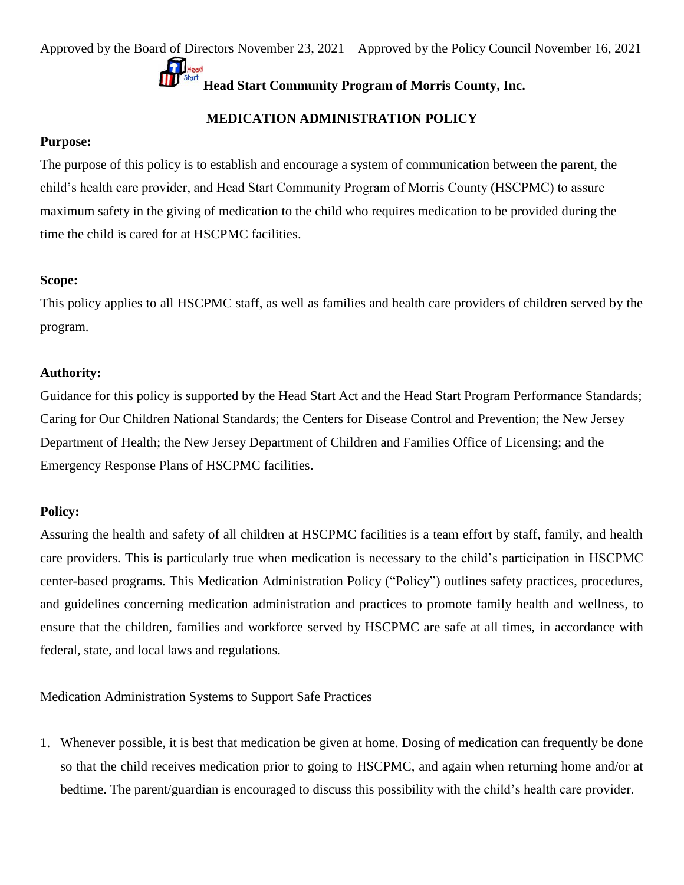Approved by the Board of Directors November 23, 2021 Approved by the Policy Council November 16, 2021

# Head Start Community Program of Morris County, Inc.

## MEDICATION ADMINISTRATION POLICY

**Purpose:**

The purpose of this policy is to establish and encourage a system of communication between the parent, the child's health care provider, and Head Start Community Program of Morris County (HSCPMC) to assure maximum safety in the giving of medication to the child who requires medication to be provided during the time the child is cared for at HSCPMC facilities.

**Scope:**

This policy applies to all HSCPMC staff, as well as families and health care providers of children served by the program.

**Authority:**

Guidance for this policy is supported by the Head Start Act and the Head Start Program Performance Standards; Caring for Our Children National Standards; the Centers for Disease Control and Prevention; the New Jersey Department of Health; the New Jersey Department of Children and Families Office of Licensing; and the Emergency Response Plans of HSCPMC facilities.

**Policy:**

Assuring the health and safety of all children at HSCPMC facilities is a team effort by staff, family, and health care providers. This is particularly true when medication is necessary to the child's participation in HSCPMC center-based programs. This Medication Administration Policy ("Policy") outlines safety practices, procedures, and guidelines concerning medication administration and practices to promote family health and wellness, to ensure that the children, families and workforce served by HSCPMC are safe at all times, in accordance with federal, state, and local laws and regulations.

<u>Medication Administration Systems to Support Safe Practices</u>

1. Whenever possible, it is best that medication be given at home. Dosing of medication can frequently be done so that the child receives medication prior to going to HSCPMC, and again when returning home and/or at bedtime. The parent/guardian is encouraged to discuss this possibility with the child's health care provider.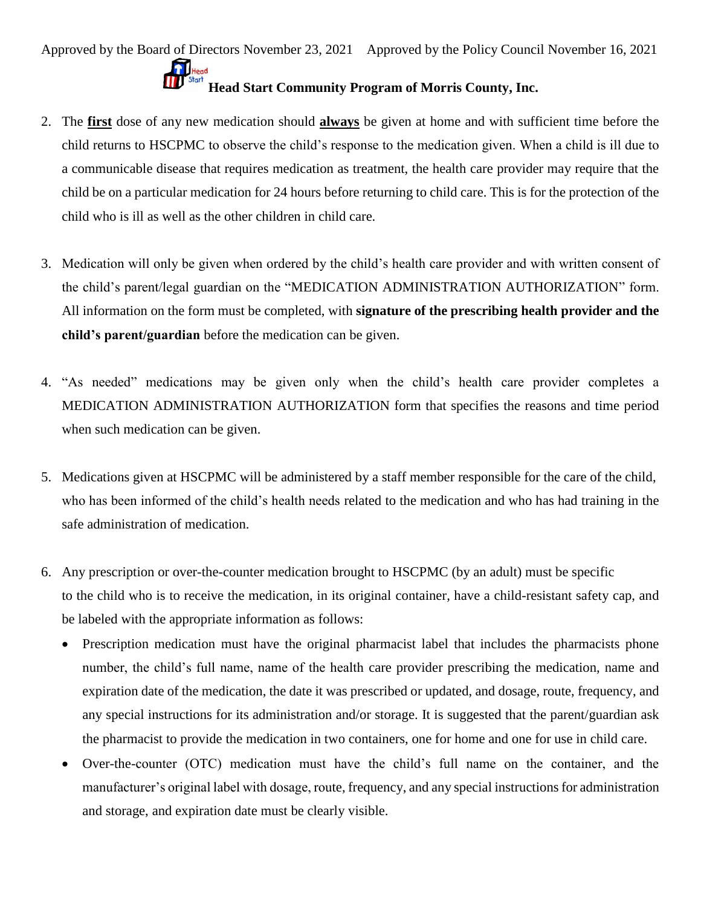2. The **first** dose of any new medication should **always** be given at home and with sufficient time before the child returns to HSCPMC to observe the child's response to the medication given. When a child is ill due to a communicable disease that requires medication as treatment, the health care provider may require that the child be on a particular medication for 24 hours before returning to child care. This is for the protection of the child who is ill as well as the other children in child care.

3. Medication will only be given when ordered by the child's health care provider and with written consent of the child's parent/legal guardian on the "MEDICATION ADMINISTRATION AUTHORIZATION" form. All information on the form must be completed, with **signature of the prescribing health provider and the child's parent/guardian** before the medication can be given.

4. "As needed" medications may be given only when the child's health care provider completes a MEDICATION ADMINISTRATION AUTHORIZATION form that specifies the reasons and time period when such medication can be given.

5. Medications given at HSCPMC will be administered by a staff member responsible for the care of the child, who has been informed of the child's health needs related to the medication and who has had training in the safe administration of medication.

6. Any prescription or over-the-counter medication brought to HSCPMC (by an adult) must be specific to the child who is to receive the medication, in its original container, have a child-resistant safety cap, and be labeled with the appropriate information as follows:
   - Prescription medication must have the original pharmacist label that includes the pharmacists phone number, the child's full name, name of the health care provider prescribing the medication, name and expiration date of the medication, the date it was prescribed or updated, and dosage, route, frequency, and any special instructions for its administration and/or storage. It is suggested that the parent/guardian ask the pharmacist to provide the medication in two containers, one for home and one for use in child care.
   - Over-the-counter (OTC) medication must have the child's full name on the container, and the manufacturer's original label with dosage, route, frequency, and any special instructions for administration and storage, and expiration date must be clearly visible.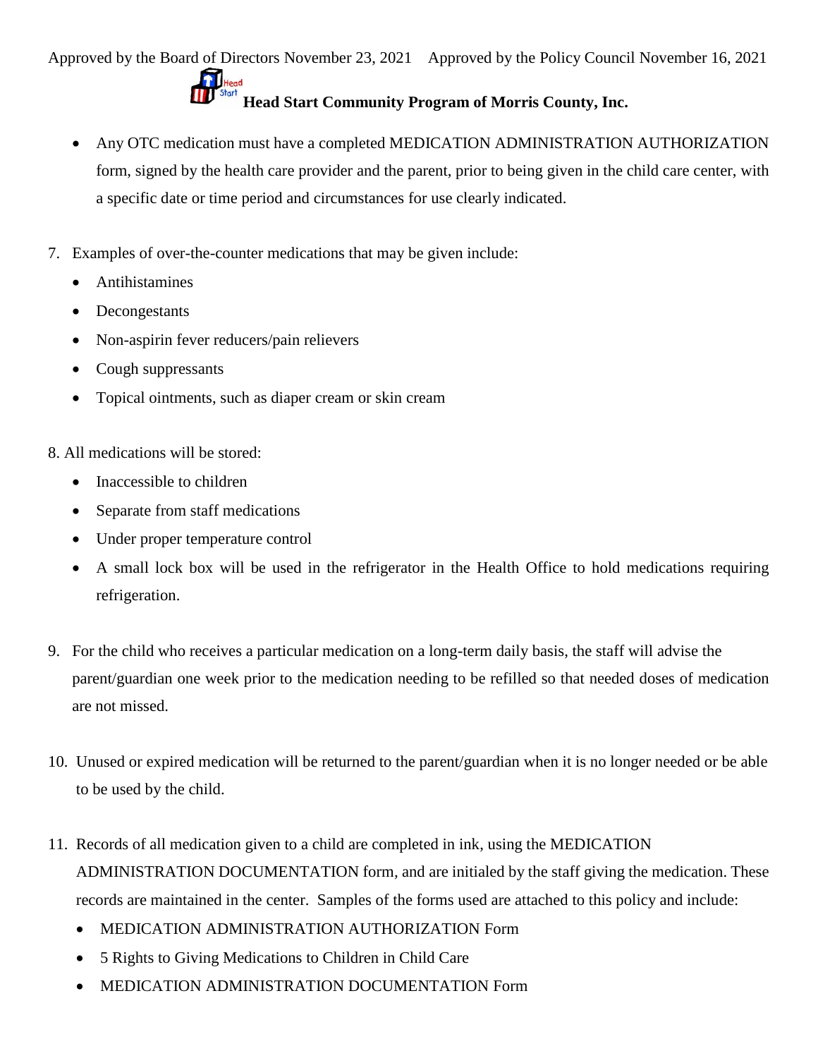- Any OTC medication must have a completed MEDICATION ADMINISTRATION AUTHORIZATION form, signed by the health care provider and the parent, prior to being given in the child care center, with a specific date or time period and circumstances for use clearly indicated.

7. Examples of over-the-counter medications that may be given include:
   - Antihistamines
   - Decongestants
   - Non-aspirin fever reducers/pain relievers
   - Cough suppressants
   - Topical ointments, such as diaper cream or skin cream

8. All medications will be stored:
   - Inaccessible to children
   - Separate from staff medications
   - Under proper temperature control
   - A small lock box will be used in the refrigerator in the Health Office to hold medications requiring refrigeration.

9. For the child who receives a particular medication on a long-term daily basis, the staff will advise the parent/guardian one week prior to the medication needing to be refilled so that needed doses of medication are not missed.

10. Unused or expired medication will be returned to the parent/guardian when it is no longer needed or be able to be used by the child.

11. Records of all medication given to a child are completed in ink, using the MEDICATION ADMINISTRATION DOCUMENTATION form, and are initialed by the staff giving the medication. These records are maintained in the center. Samples of the forms used are attached to this policy and include:
    - MEDICATION ADMINISTRATION AUTHORIZATION Form
    - 5 Rights to Giving Medications to Children in Child Care
    - MEDICATION ADMINISTRATION DOCUMENTATION Form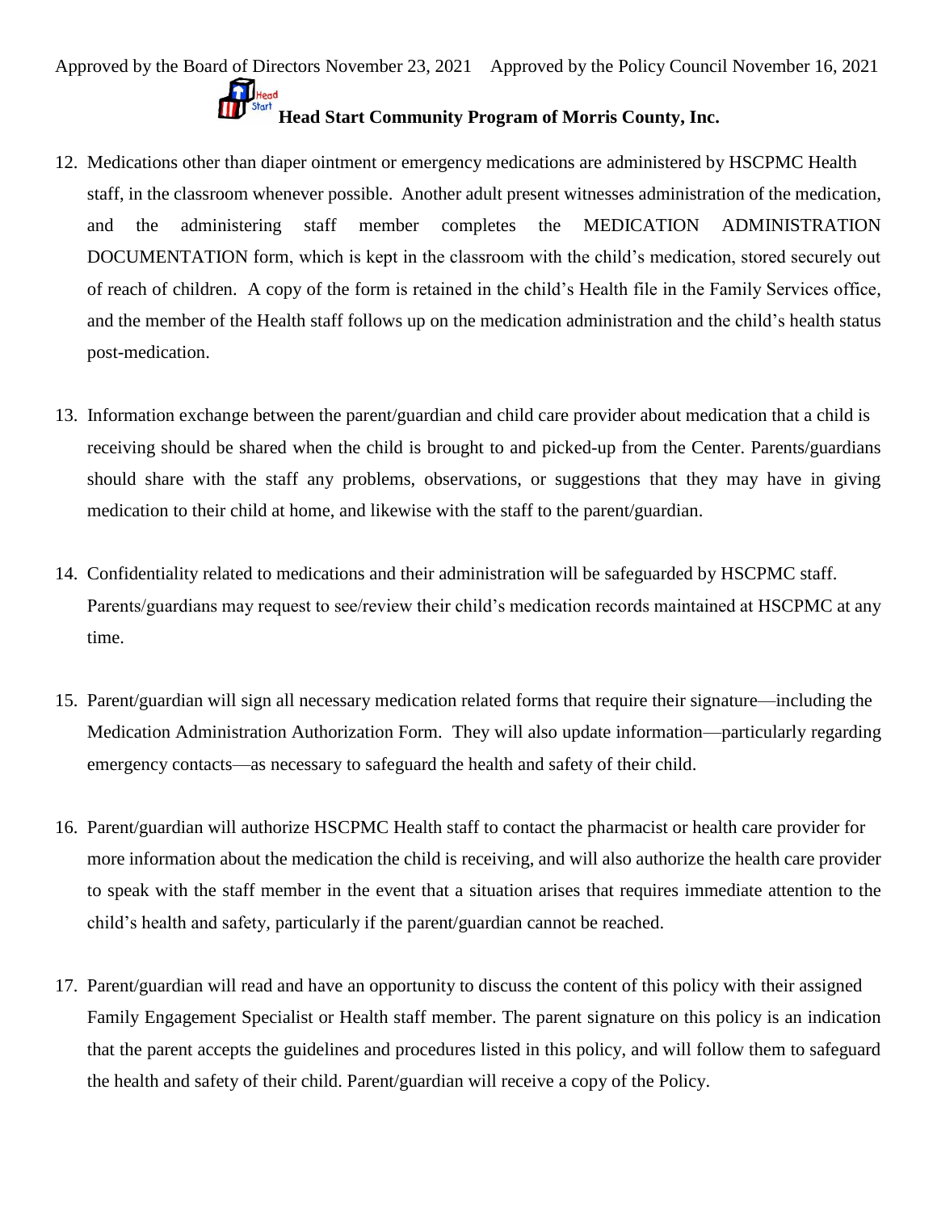12. Medications other than diaper ointment or emergency medications are administered by HSCPMC Health staff, in the classroom whenever possible. Another adult present witnesses administration of the medication, and the administering staff member completes the MEDICATION ADMINISTRATION DOCUMENTATION form, which is kept in the classroom with the child's medication, stored securely out of reach of children. A copy of the form is retained in the child's Health file in the Family Services office, and the member of the Health staff follows up on the medication administration and the child's health status post-medication.

13. Information exchange between the parent/guardian and child care provider about medication that a child is receiving should be shared when the child is brought to and picked-up from the Center. Parents/guardians should share with the staff any problems, observations, or suggestions that they may have in giving medication to their child at home, and likewise with the staff to the parent/guardian.

14. Confidentiality related to medications and their administration will be safeguarded by HSCPMC staff. Parents/guardians may request to see/review their child's medication records maintained at HSCPMC at any time.

15. Parent/guardian will sign all necessary medication related forms that require their signature—including the Medication Administration Authorization Form. They will also update information—particularly regarding emergency contacts—as necessary to safeguard the health and safety of their child.

16. Parent/guardian will authorize HSCPMC Health staff to contact the pharmacist or health care provider for more information about the medication the child is receiving, and will also authorize the health care provider to speak with the staff member in the event that a situation arises that requires immediate attention to the child's health and safety, particularly if the parent/guardian cannot be reached.

17. Parent/guardian will read and have an opportunity to discuss the content of this policy with their assigned Family Engagement Specialist or Health staff member. The parent signature on this policy is an indication that the parent accepts the guidelines and procedures listed in this policy, and will follow them to safeguard the health and safety of their child. Parent/guardian will receive a copy of the Policy.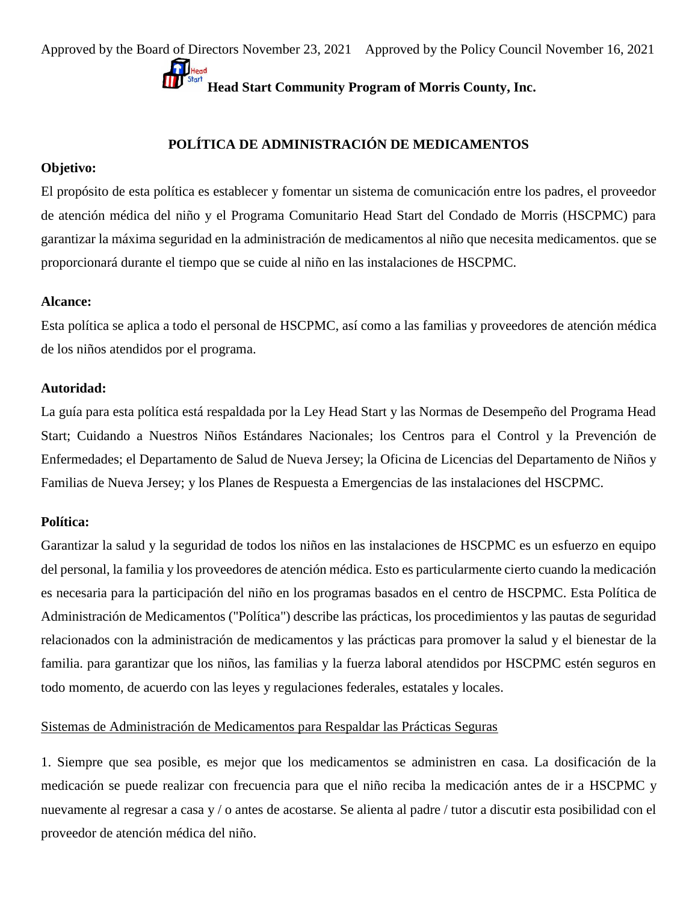Approved by the Board of Directors November 23, 2021 Approved by the Policy Council November 16, 2021

**Head Start Community Program of Morris County, Inc.**

## POLÍTICA DE ADMINISTRACIÓN DE MEDICAMENTOS

**Objetivo:**

El propósito de esta política es establecer y fomentar un sistema de comunicación entre los padres, el proveedor de atención médica del niño y el Programa Comunitario Head Start del Condado de Morris (HSCPMC) para garantizar la máxima seguridad en la administración de medicamentos al niño que necesita medicamentos. que se proporcionará durante el tiempo que se cuide al niño en las instalaciones de HSCPMC.

**Alcance:**

Esta política se aplica a todo el personal de HSCPMC, así como a las familias y proveedores de atención médica de los niños atendidos por el programa.

**Autoridad:**

La guía para esta política está respaldada por la Ley Head Start y las Normas de Desempeño del Programa Head Start; Cuidando a Nuestros Niños Estándares Nacionales; los Centros para el Control y la Prevención de Enfermedades; el Departamento de Salud de Nueva Jersey; la Oficina de Licencias del Departamento de Niños y Familias de Nueva Jersey; y los Planes de Respuesta a Emergencias de las instalaciones del HSCPMC.

**Política:**

Garantizar la salud y la seguridad de todos los niños en las instalaciones de HSCPMC es un esfuerzo en equipo del personal, la familia y los proveedores de atención médica. Esto es particularmente cierto cuando la medicación es necesaria para la participación del niño en los programas basados en el centro de HSCPMC. Esta Política de Administración de Medicamentos ("Política") describe las prácticas, los procedimientos y las pautas de seguridad relacionados con la administración de medicamentos y las prácticas para promover la salud y el bienestar de la familia. para garantizar que los niños, las familias y la fuerza laboral atendidos por HSCPMC estén seguros en todo momento, de acuerdo con las leyes y regulaciones federales, estatales y locales.

<u>Sistemas de Administración de Medicamentos para Respaldar las Prácticas Seguras</u>

1. Siempre que sea posible, es mejor que los medicamentos se administren en casa. La dosificación de la medicación se puede realizar con frecuencia para que el niño reciba la medicación antes de ir a HSCPMC y nuevamente al regresar a casa y / o antes de acostarse. Se alienta al padre / tutor a discutir esta posibilidad con el proveedor de atención médica del niño.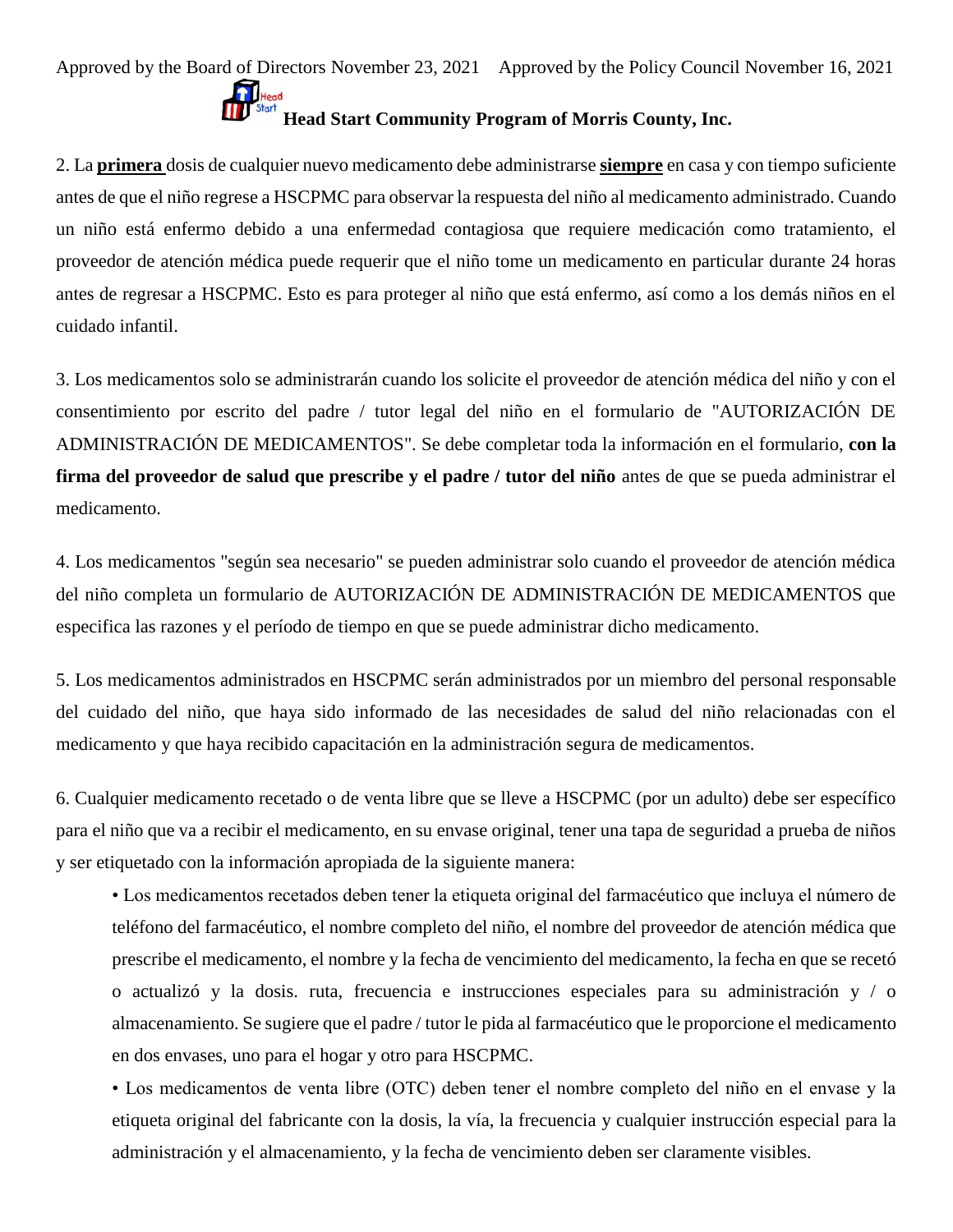2. La **primera** dosis de cualquier nuevo medicamento debe administrarse **siempre** en casa y con tiempo suficiente antes de que el niño regrese a HSCPMC para observar la respuesta del niño al medicamento administrado. Cuando un niño está enfermo debido a una enfermedad contagiosa que requiere medicación como tratamiento, el proveedor de atención médica puede requerir que el niño tome un medicamento en particular durante 24 horas antes de regresar a HSCPMC. Esto es para proteger al niño que está enfermo, así como a los demás niños en el cuidado infantil.

3. Los medicamentos solo se administrarán cuando los solicite el proveedor de atención médica del niño y con el consentimiento por escrito del padre / tutor legal del niño en el formulario de "AUTORIZACIÓN DE ADMINISTRACIÓN DE MEDICAMENTOS". Se debe completar toda la información en el formulario, **con la firma del proveedor de salud que prescribe y el padre / tutor del niño** antes de que se pueda administrar el medicamento.

4. Los medicamentos "según sea necesario" se pueden administrar solo cuando el proveedor de atención médica del niño completa un formulario de AUTORIZACIÓN DE ADMINISTRACIÓN DE MEDICAMENTOS que especifica las razones y el período de tiempo en que se puede administrar dicho medicamento.

5. Los medicamentos administrados en HSCPMC serán administrados por un miembro del personal responsable del cuidado del niño, que haya sido informado de las necesidades de salud del niño relacionadas con el medicamento y que haya recibido capacitación en la administración segura de medicamentos.

6. Cualquier medicamento recetado o de venta libre que se lleve a HSCPMC (por un adulto) debe ser específico para el niño que va a recibir el medicamento, en su envase original, tener una tapa de seguridad a prueba de niños y ser etiquetado con la información apropiada de la siguiente manera:

- Los medicamentos recetados deben tener la etiqueta original del farmacéutico que incluya el número de teléfono del farmacéutico, el nombre completo del niño, el nombre del proveedor de atención médica que prescribe el medicamento, el nombre y la fecha de vencimiento del medicamento, la fecha en que se recetó o actualizó y la dosis. ruta, frecuencia e instrucciones especiales para su administración y / o almacenamiento. Se sugiere que el padre / tutor le pida al farmacéutico que le proporcione el medicamento en dos envases, uno para el hogar y otro para HSCPMC.
- Los medicamentos de venta libre (OTC) deben tener el nombre completo del niño en el envase y la etiqueta original del fabricante con la dosis, la vía, la frecuencia y cualquier instrucción especial para la administración y el almacenamiento, y la fecha de vencimiento deben ser claramente visibles.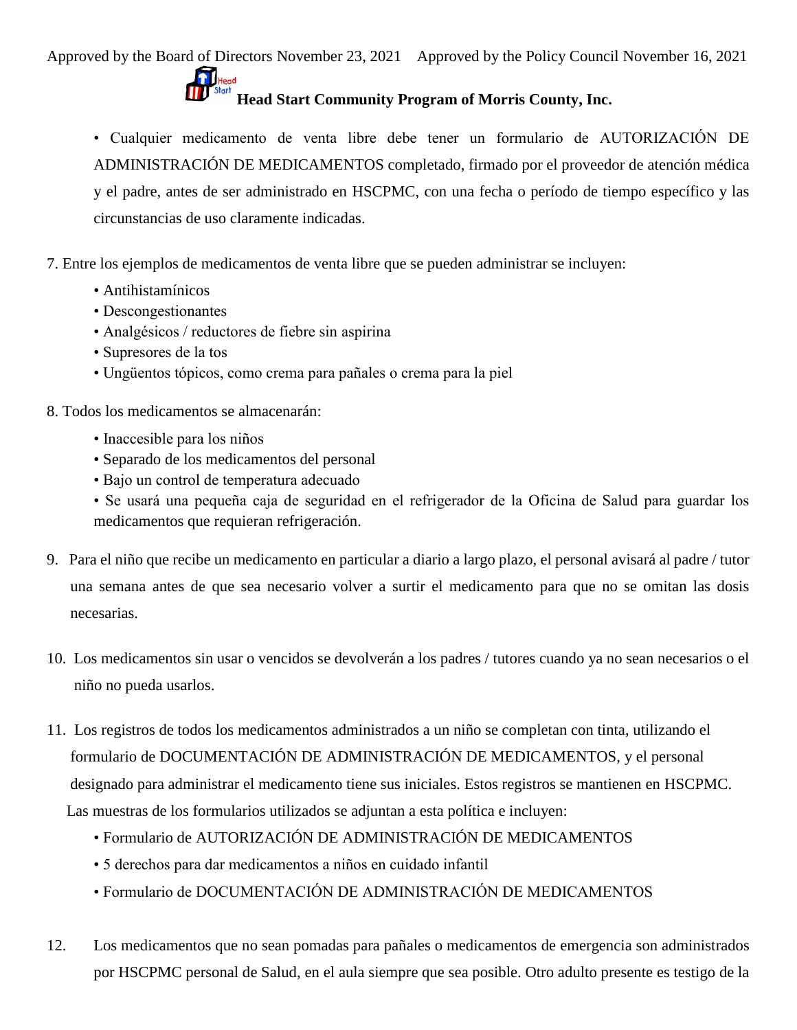• Cualquier medicamento de venta libre debe tener un formulario de AUTORIZACIÓN DE ADMINISTRACIÓN DE MEDICAMENTOS completado, firmado por el proveedor de atención médica y el padre, antes de ser administrado en HSCPMC, con una fecha o período de tiempo específico y las circunstancias de uso claramente indicadas.

7. Entre los ejemplos de medicamentos de venta libre que se pueden administrar se incluyen:
   - Antihistamínicos
   - Descongestionantes
   - Analgésicos / reductores de fiebre sin aspirina
   - Supresores de la tos
   - Ungüentos tópicos, como crema para pañales o crema para la piel

8. Todos los medicamentos se almacenarán:
   - Inaccesible para los niños
   - Separado de los medicamentos del personal
   - Bajo un control de temperatura adecuado
   - Se usará una pequeña caja de seguridad en el refrigerador de la Oficina de Salud para guardar los medicamentos que requieran refrigeración.

9. Para el niño que recibe un medicamento en particular a diario a largo plazo, el personal avisará al padre / tutor una semana antes de que sea necesario volver a surtir el medicamento para que no se omitan las dosis necesarias.

10. Los medicamentos sin usar o vencidos se devolverán a los padres / tutores cuando ya no sean necesarios o el niño no pueda usarlos.

11. Los registros de todos los medicamentos administrados a un niño se completan con tinta, utilizando el formulario de DOCUMENTACIÓN DE ADMINISTRACIÓN DE MEDICAMENTOS, y el personal designado para administrar el medicamento tiene sus iniciales. Estos registros se mantienen en HSCPMC. Las muestras de los formularios utilizados se adjuntan a esta política e incluyen:
   - Formulario de AUTORIZACIÓN DE ADMINISTRACIÓN DE MEDICAMENTOS
   - 5 derechos para dar medicamentos a niños en cuidado infantil
   - Formulario de DOCUMENTACIÓN DE ADMINISTRACIÓN DE MEDICAMENTOS

12. Los medicamentos que no sean pomadas para pañales o medicamentos de emergencia son administrados por HSCPMC personal de Salud, en el aula siempre que sea posible. Otro adulto presente es testigo de la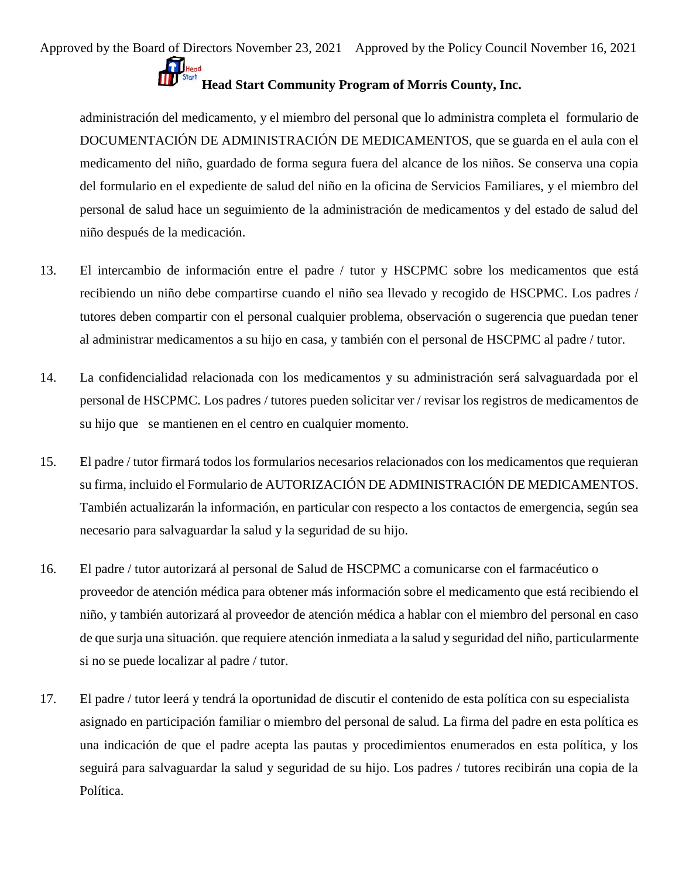administración del medicamento, y el miembro del personal que lo administra completa el formulario de DOCUMENTACIÓN DE ADMINISTRACIÓN DE MEDICAMENTOS, que se guarda en el aula con el medicamento del niño, guardado de forma segura fuera del alcance de los niños. Se conserva una copia del formulario en el expediente de salud del niño en la oficina de Servicios Familiares, y el miembro del personal de salud hace un seguimiento de la administración de medicamentos y del estado de salud del niño después de la medicación.

13. El intercambio de información entre el padre / tutor y HSCPMC sobre los medicamentos que está recibiendo un niño debe compartirse cuando el niño sea llevado y recogido de HSCPMC. Los padres / tutores deben compartir con el personal cualquier problema, observación o sugerencia que puedan tener al administrar medicamentos a su hijo en casa, y también con el personal de HSCPMC al padre / tutor.

14. La confidencialidad relacionada con los medicamentos y su administración será salvaguardada por el personal de HSCPMC. Los padres / tutores pueden solicitar ver / revisar los registros de medicamentos de su hijo que se mantienen en el centro en cualquier momento.

15. El padre / tutor firmará todos los formularios necesarios relacionados con los medicamentos que requieran su firma, incluido el Formulario de AUTORIZACIÓN DE ADMINISTRACIÓN DE MEDICAMENTOS. También actualizarán la información, en particular con respecto a los contactos de emergencia, según sea necesario para salvaguardar la salud y la seguridad de su hijo.

16. El padre / tutor autorizará al personal de Salud de HSCPMC a comunicarse con el farmacéutico o proveedor de atención médica para obtener más información sobre el medicamento que está recibiendo el niño, y también autorizará al proveedor de atención médica a hablar con el miembro del personal en caso de que surja una situación. que requiere atención inmediata a la salud y seguridad del niño, particularmente si no se puede localizar al padre / tutor.

17. El padre / tutor leerá y tendrá la oportunidad de discutir el contenido de esta política con su especialista asignado en participación familiar o miembro del personal de salud. La firma del padre en esta política es una indicación de que el padre acepta las pautas y procedimientos enumerados en esta política, y los seguirá para salvaguardar la salud y seguridad de su hijo. Los padres / tutores recibirán una copia de la Política.